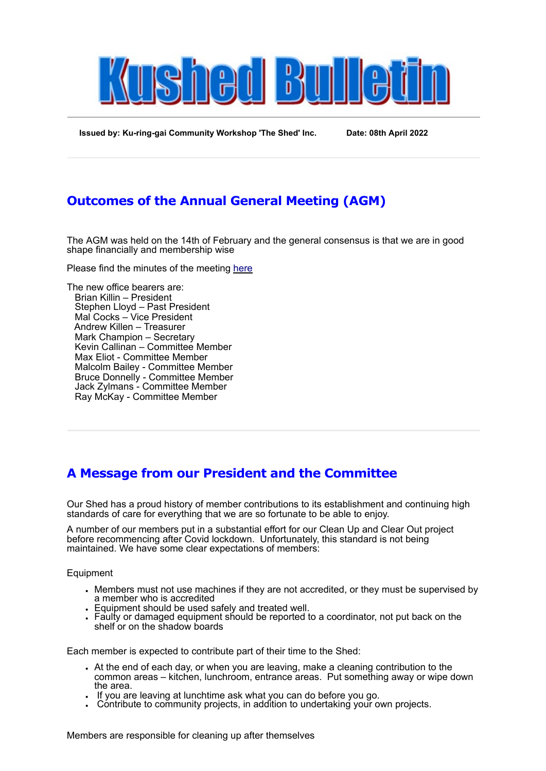# Kushed Bulletin

**Issued by: Ku-ring-gai Community Workshop 'The Shed' Inc.** **Date: 08th April 2022**

## Outcomes of the Annual General Meeting (AGM)

The AGM was held on the 14th of February and the general consensus is that we are in good shape financially and membership wise

Please find the minutes of the meeting here

The new office bearers are:
Brian Killin – President
Stephen Lloyd – Past President
Mal Cocks – Vice President
Andrew Killen – Treasurer
Mark Champion – Secretary
Kevin Callinan – Committee Member
Max Eliot - Committee Member
Malcolm Bailey - Committee Member
Bruce Donnelly - Committee Member
Jack Zylmans - Committee Member
Ray McKay - Committee Member

## A Message from our President and the Committee

Our Shed has a proud history of member contributions to its establishment and continuing high standards of care for everything that we are so fortunate to be able to enjoy.

A number of our members put in a substantial effort for our Clean Up and Clear Out project before recommencing after Covid lockdown. Unfortunately, this standard is not being maintained. We have some clear expectations of members:

Equipment

- Members must not use machines if they are not accredited, or they must be supervised by a member who is accredited
- Equipment should be used safely and treated well.
- Faulty or damaged equipment should be reported to a coordinator, not put back on the shelf or on the shadow boards

Each member is expected to contribute part of their time to the Shed:

- At the end of each day, or when you are leaving, make a cleaning contribution to the common areas – kitchen, lunchroom, entrance areas. Put something away or wipe down the area.
- If you are leaving at lunchtime ask what you can do before you go.
- Contribute to community projects, in addition to undertaking your own projects.

Members are responsible for cleaning up after themselves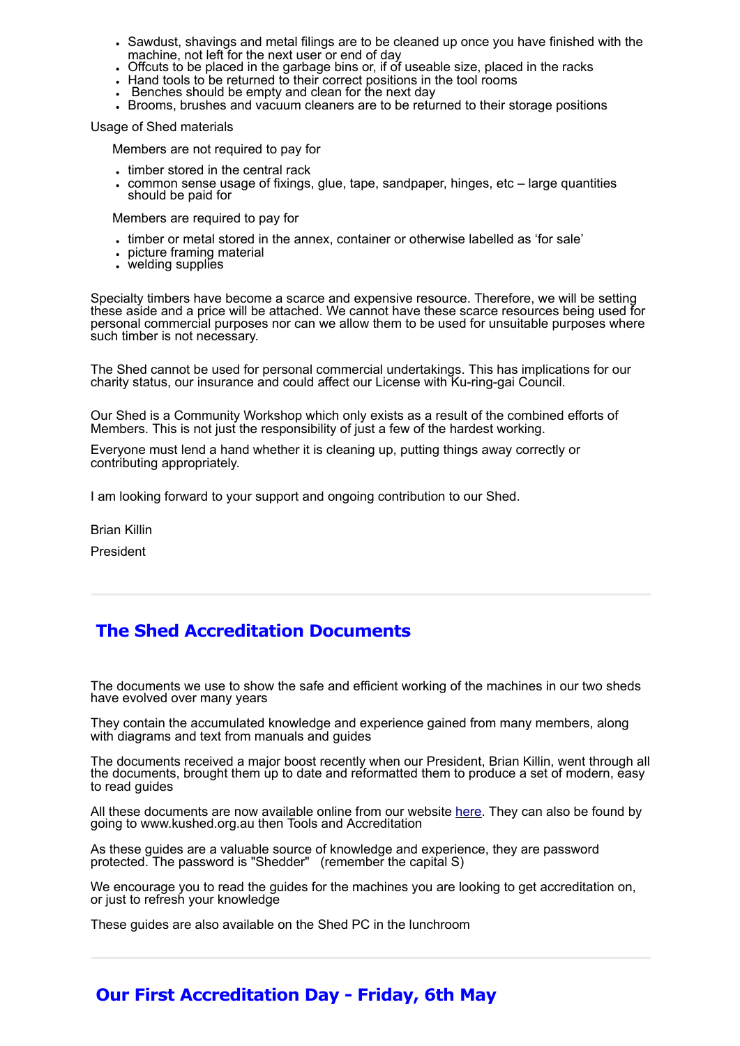- Sawdust, shavings and metal filings are to be cleaned up once you have finished with the machine, not left for the next user or end of day
- Offcuts to be placed in the garbage bins or, if of useable size, placed in the racks
- Hand tools to be returned to their correct positions in the tool rooms
- Benches should be empty and clean for the next day
- Brooms, brushes and vacuum cleaners are to be returned to their storage positions

Usage of Shed materials

Members are not required to pay for

- timber stored in the central rack
- common sense usage of fixings, glue, tape, sandpaper, hinges, etc – large quantities should be paid for

Members are required to pay for

- timber or metal stored in the annex, container or otherwise labelled as 'for sale'
- picture framing material
- welding supplies

Specialty timbers have become a scarce and expensive resource. Therefore, we will be setting these aside and a price will be attached. We cannot have these scarce resources being used for personal commercial purposes nor can we allow them to be used for unsuitable purposes where such timber is not necessary.

The Shed cannot be used for personal commercial undertakings. This has implications for our charity status, our insurance and could affect our License with Ku-ring-gai Council.

Our Shed is a Community Workshop which only exists as a result of the combined efforts of Members. This is not just the responsibility of just a few of the hardest working.

Everyone must lend a hand whether it is cleaning up, putting things away correctly or contributing appropriately.

I am looking forward to your support and ongoing contribution to our Shed.

Brian Killin

President

---

## The Shed Accreditation Documents

The documents we use to show the safe and efficient working of the machines in our two sheds have evolved over many years

They contain the accumulated knowledge and experience gained from many members, along with diagrams and text from manuals and guides

The documents received a major boost recently when our President, Brian Killin, went through all the documents, brought them up to date and reformatted them to produce a set of modern, easy to read guides

All these documents are now available online from our website here. They can also be found by going to www.kushed.org.au then Tools and Accreditation

As these guides are a valuable source of knowledge and experience, they are password protected. The password is "Shedder"   (remember the capital S)

We encourage you to read the guides for the machines you are looking to get accreditation on, or just to refresh your knowledge

These guides are also available on the Shed PC in the lunchroom

---

## Our First Accreditation Day - Friday, 6th May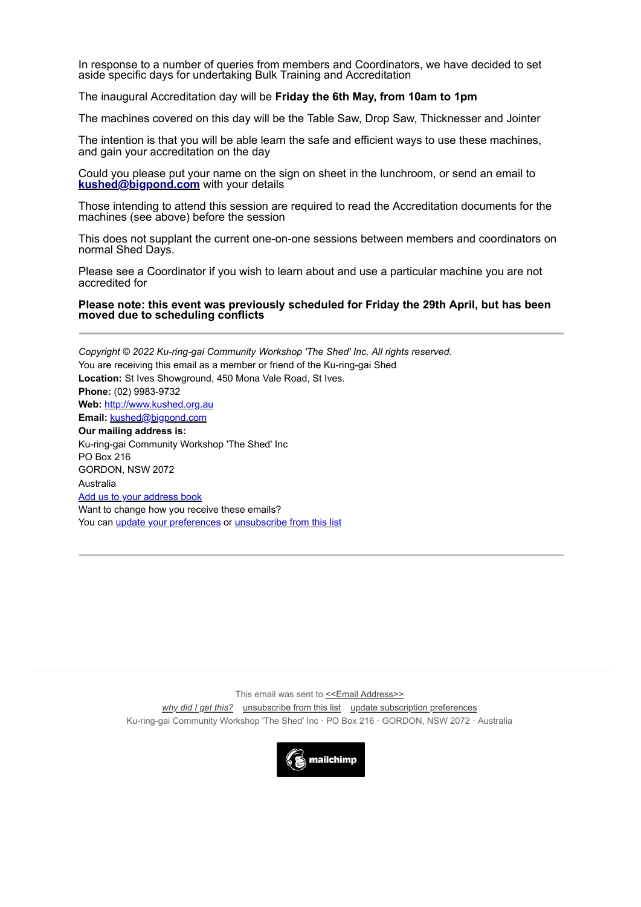In response to a number of queries from members and Coordinators, we have decided to set aside specific days for undertaking Bulk Training and Accreditation

The inaugural Accreditation day will be **Friday the 6th May, from 10am to 1pm**

The machines covered on this day will be the Table Saw, Drop Saw, Thicknesser and Jointer

The intention is that you will be able learn the safe and efficient ways to use these machines, and gain your accreditation on the day

Could you please put your name on the sign on sheet in the lunchroom, or send an email to **kushed@bigpond.com** with your details

Those intending to attend this session are required to read the Accreditation documents for the machines (see above) before the session

This does not supplant the current one-on-one sessions between members and coordinators on normal Shed Days.

Please see a Coordinator if you wish to learn about and use a particular machine you are not accredited for

**Please note: this event was previously scheduled for Friday the 29th April, but has been moved due to scheduling conflicts**

---

*Copyright © 2022 Ku-ring-gai Community Workshop 'The Shed' Inc, All rights reserved.*
You are receiving this email as a member or friend of the Ku-ring-gai Shed
**Location:** St Ives Showground, 450 Mona Vale Road, St Ives.
**Phone:** (02) 9983-9732
**Web:** http://www.kushed.org.au
**Email:** kushed@bigpond.com
**Our mailing address is:**
Ku-ring-gai Community Workshop 'The Shed' Inc
PO Box 216
GORDON, NSW 2072
Australia
Add us to your address book
Want to change how you receive these emails?
You can update your preferences or unsubscribe from this list

---

This email was sent to <<Email Address>>
*why did I get this?* unsubscribe from this list update subscription preferences
Ku-ring-gai Community Workshop 'The Shed' Inc · PO Box 216 · GORDON, NSW 2072 · Australia

mailchimp